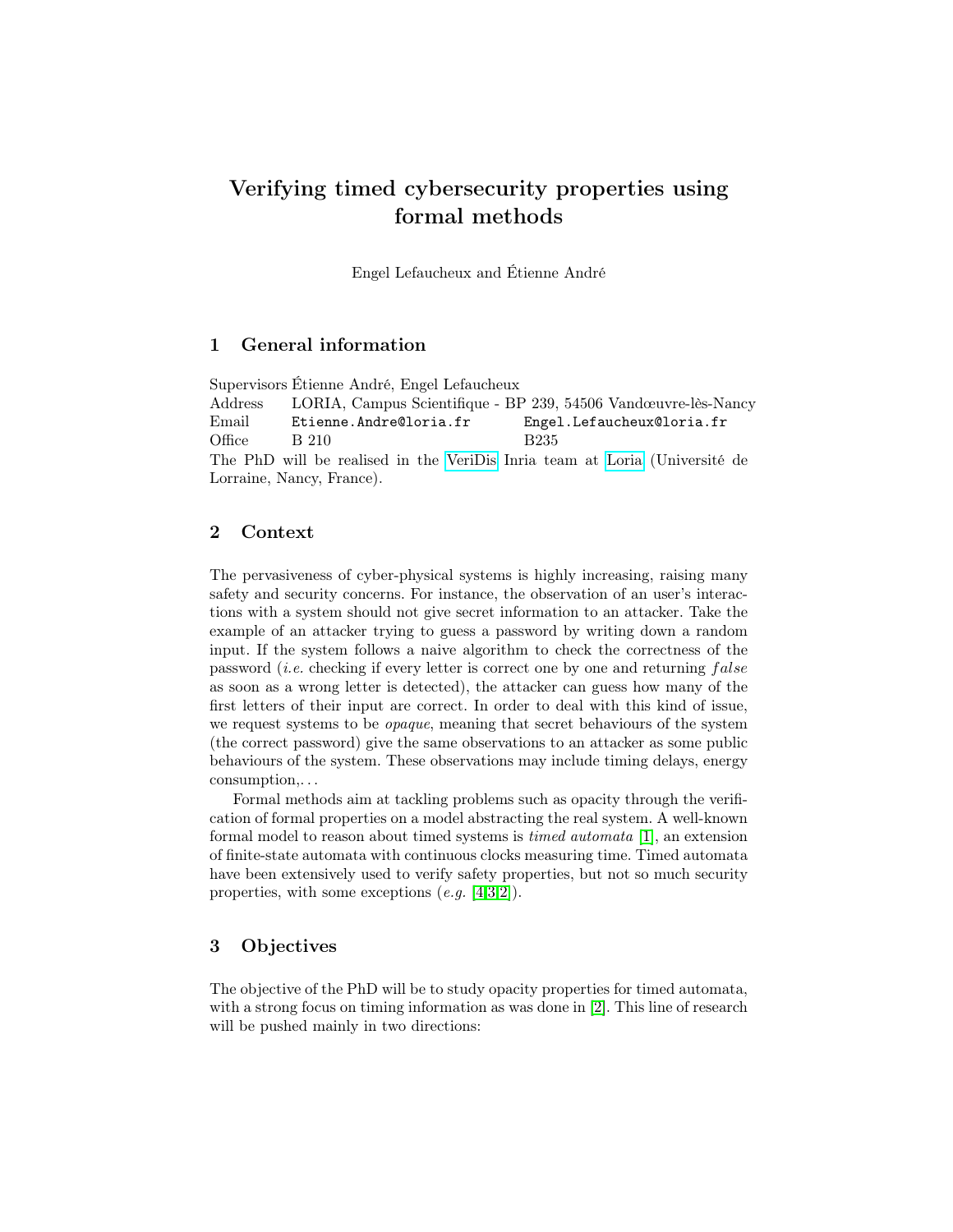# Verifying timed cybersecurity properties using formal methods

Engel Lefaucheux and Étienne André

## 1 General information

| | | |
|---|---|---|
| Supervisors | Étienne André, Engel Lefaucheux | |
| Address | LORIA, Campus Scientifique - BP 239, 54506 Vandœuvre-lès-Nancy | |
| Email | `Etienne.Andre@loria.fr` | `Engel.Lefaucheux@loria.fr` |
| Office | B 210 | B235 |

The PhD will be realised in the VeriDis Inria team at Loria (Université de Lorraine, Nancy, France).

## 2 Context

The pervasiveness of cyber-physical systems is highly increasing, raising many safety and security concerns. For instance, the observation of an user's interactions with a system should not give secret information to an attacker. Take the example of an attacker trying to guess a password by writing down a random input. If the system follows a naive algorithm to check the correctness of the password (*i.e.* checking if every letter is correct one by one and returning $false$ as soon as a wrong letter is detected), the attacker can guess how many of the first letters of their input are correct. In order to deal with this kind of issue, we request systems to be *opaque*, meaning that secret behaviours of the system (the correct password) give the same observations to an attacker as some public behaviours of the system. These observations may include timing delays, energy consumption,. . .

Formal methods aim at tackling problems such as opacity through the verification of formal properties on a model abstracting the real system. A well-known formal model to reason about timed systems is *timed automata* [1], an extension of finite-state automata with continuous clocks measuring time. Timed automata have been extensively used to verify safety properties, but not so much security properties, with some exceptions (*e.g.* [4,3,2]).

## 3 Objectives

The objective of the PhD will be to study opacity properties for timed automata, with a strong focus on timing information as was done in [2]. This line of research will be pushed mainly in two directions: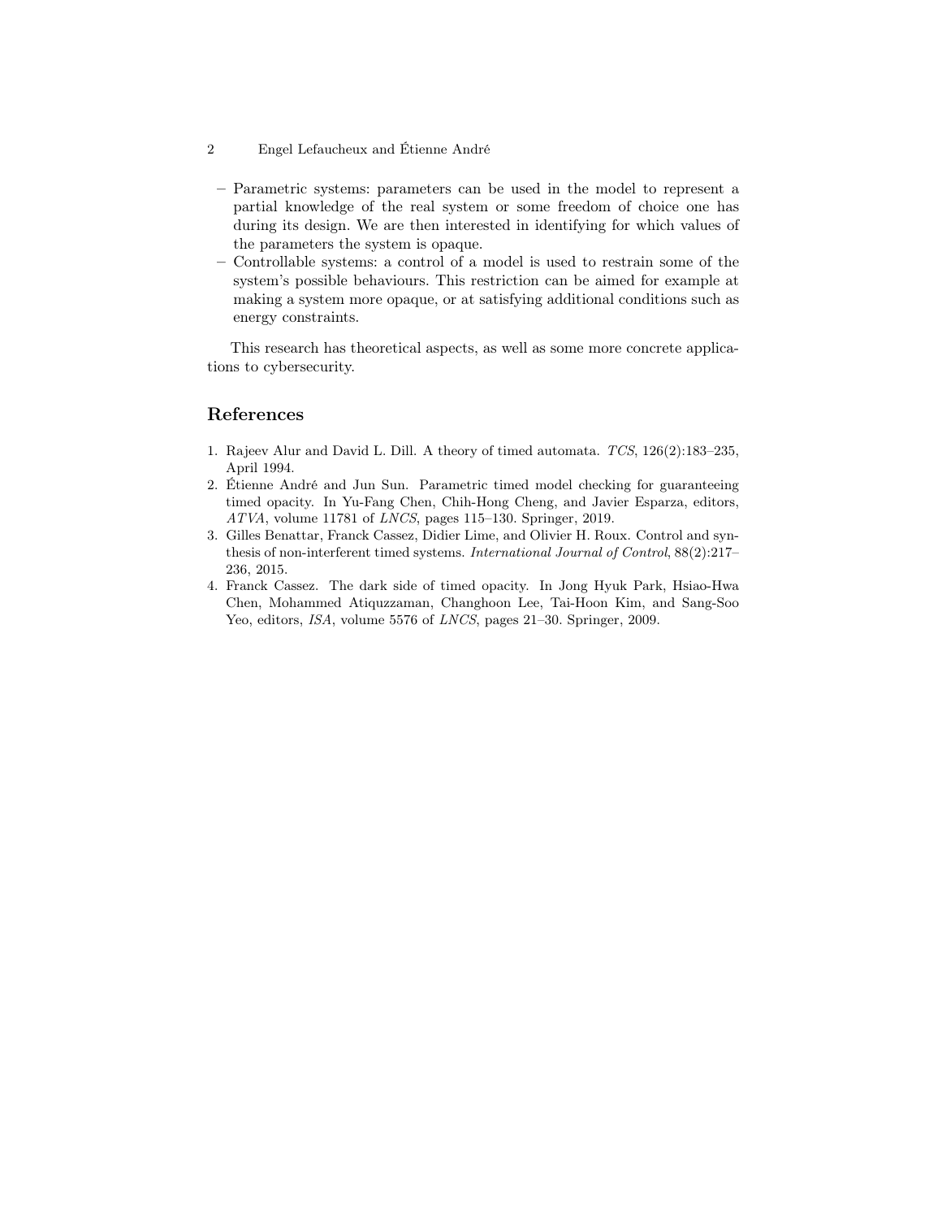- Parametric systems: parameters can be used in the model to represent a partial knowledge of the real system or some freedom of choice one has during its design. We are then interested in identifying for which values of the parameters the system is opaque.
- Controllable systems: a control of a model is used to restrain some of the system's possible behaviours. This restriction can be aimed for example at making a system more opaque, or at satisfying additional conditions such as energy constraints.

This research has theoretical aspects, as well as some more concrete applications to cybersecurity.

## References

1. Rajeev Alur and David L. Dill. A theory of timed automata. *TCS*, 126(2):183–235, April 1994.
2. Étienne André and Jun Sun. Parametric timed model checking for guaranteeing timed opacity. In Yu-Fang Chen, Chih-Hong Cheng, and Javier Esparza, editors, *ATVA*, volume 11781 of *LNCS*, pages 115–130. Springer, 2019.
3. Gilles Benattar, Franck Cassez, Didier Lime, and Olivier H. Roux. Control and synthesis of non-interferent timed systems. *International Journal of Control*, 88(2):217–236, 2015.
4. Franck Cassez. The dark side of timed opacity. In Jong Hyuk Park, Hsiao-Hwa Chen, Mohammed Atiquzzaman, Changhoon Lee, Tai-Hoon Kim, and Sang-Soo Yeo, editors, *ISA*, volume 5576 of *LNCS*, pages 21–30. Springer, 2009.